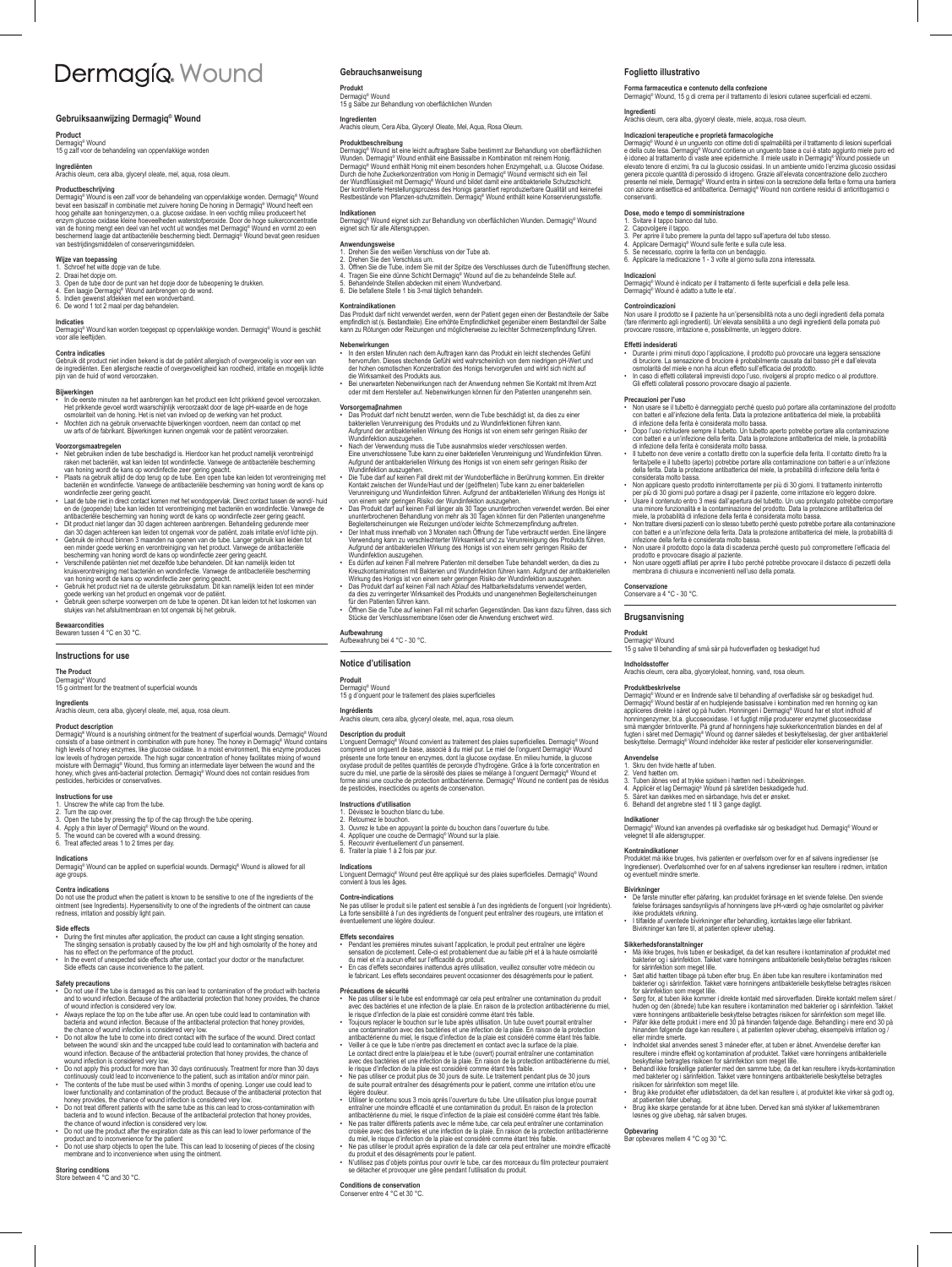# Dermagiq® Wound

## Gebruiksaanwijzing Dermagiq® Wound

**Product**
Dermagiq® Wound
15 g zalf voor de behandeling van oppervlakkige wonden

**Ingrediënten**
Arachis oleum, cera alba, glyceryl oleate, mel, aqua, rosa oleum.

**Productbeschrijving**
Dermagiq® Wound is een zalf voor de behandeling van oppervlakkige wonden. Dermagiq® Wound bevat een basiszalf in combinatie met zuivere honing De honing in Dermagiq® Wound heeft een hoog gehalte aan honingenzymen, o.a. glucose oxidase. In een vochtig milieu produceert het enzym glucose oxidase kleine hoeveelheden waterstofperoxide. Door de hoge suikerconcentratie van de honing mengt een deel van het vocht uit wondjes met Dermagiq® Wound en vormt zo een beschermend laagje dat antibacteriële bescherming biedt. Dermagiq® Wound bevat geen residuen van bestrijdingsmiddelen of conserveringsmiddelen.

**Wijze van toepassing**
1. Schroef het witte dopje van de tube.
2. Draai het dopje om.
3. Open de tube door de punt van het dopje door de tubeopening te drukken.
4. Een laagje Dermagiq® Wound aanbrengen op de wond.
5. Indien gewenst afdekken met een wondverband.
6. De wond 1 tot 2 maal per dag behandelen.

**Indicaties**
Dermagiq® Wound kan worden toegepast op oppervlakkige wonden. Dermagiq® Wound is geschikt voor alle leeftijden.

**Contra indicaties**
Gebruik dit product niet indien bekend is dat de patiënt allergisch of overgevoelig is voor een van de ingrediënten. Een allergische reactie of overgevoeligheid kan roodheid, irritatie en mogelijk lichte pijn van de huid of wond veroorzaken.

**Bijwerkingen**
- In de eerste minuten na het aanbrengen kan het product een licht prikkend gevoel veroorzaken. Het prikkende gevoel wordt waarschijnlijk veroorzaakt door de lage pH-waarde en de hoge osmolariteit van de honing. Het is niet van invloed op de werking van het product.
- Mochten zich na gebruik onverwachte bijwerkingen voordoen, neem dan contact op met uw arts of de fabrikant. Bijwerkingen kunnen ongemak voor de patiënt veroorzaken.

**Voorzorgsmaatregelen**
- Niet gebruiken indien de tube beschadigd is. Hierdoor kan het product namelijk verontreinigd raken met bacteriën, wat kan leiden tot wondinfectie. Vanwege de antibacteriële bescherming van honing wordt de kans op wondinfectie zeer gering geacht.
- Plaats na gebruik altijd de dop terug op de tube. Een open tube kan leiden tot verontreiniging met bacteriën en wondinfectie. Vanwege de antibacteriële bescherming van honing wordt de kans op wondinfectie zeer gering geacht.
- Laat de tube niet in direct contact komen met het wondoppervlak. Direct contact tussen de wond/- huid en de (geopende) tube kan leiden tot verontreiniging met bacteriën en wondinfectie. Vanwege de antibacteriële bescherming van honing wordt de kans op wondinfectie zeer gering geacht.
- Dit product niet langer dan 30 dagen achtereen aanbrengen. Behandeling gedurende meer dan 30 dagen achtereen kan leiden tot ongemak voor de patiënt, zoals irritatie en/of lichte pijn.
- Gebruik de inhoud binnen 3 maanden na openen van de tube. Langer gebruik kan leiden tot een minder goede werking en verontreiniging van het product. Vanwege de antibacteriële bescherming van honing wordt de kans op wondinfectie zeer gering geacht.
- Verschillende patiënten niet met dezelfde tube behandelen. Dit kan namelijk leiden tot kruisverontreiniging met bacteriën en wondinfectie. Vanwege de antibacteriële bescherming van honing wordt de kans op wondinfectie zeer gering geacht.
- Gebruik het product niet na de uiterste gebruiksdatum. Dit kan namelijk leiden tot een minder goede werking van het product en ongemak voor de patiënt.
- Gebruik geen scherpe voorwerpen om de tube te openen. Dit kan leiden tot het loskomen van stukjes van het afsluitmembraan en tot ongemak bij het gebruik.

**Bewaarcondities**
Bewaren tussen 4 °C en 30 °C.

## Instructions for use

**The Product**
Dermagiq® Wound
15 g ointment for the treatment of superficial wounds

**Ingredients**
Arachis oleum, cera alba, glyceryl oleate, mel, aqua, rosa oleum.

**Product description**
Dermagiq® Wound is a nourishing ointment for the treatment of superficial wounds. Dermagiq® Wound consists of a base ointment in combination with pure honey. The honey in Dermagiq® Wound contains high levels of honey enzymes, like glucose oxidase. In a moist environment, this enzyme produces low levels of hydrogen peroxide. The high sugar concentration of honey facilitates mixing of wound moisture with Dermagiq® Wound, thus forming an intermediate layer between the wound and the honey, which gives anti-bacterial protection. Dermagiq® Wound does not contain residues from pesticides, herbicides or conservatives.

**Instructions for use**
1. Unscrew the white cap from the tube.
2. Turn the cap over.
3. Open the tube by pressing the tip of the cap through the tube opening.
4. Apply a thin layer of Dermagiq® Wound on the wound.
5. The wound can be covered with a wound dressing.
6. Treat affected areas 1 to 2 times per day.

**Indications**
Dermagiq® Wound can be applied on superficial wounds. Dermagiq® Wound is allowed for all age groups.

**Contra indications**
Do not use the product when the patient is known to be sensitive to one of the ingredients of the ointment (see Ingredients). Hypersensitivity to one of the ingredients of the ointment can cause redness, irritation and possibly light pain.

**Side effects**
- During the first minutes after application, the product can cause a light stinging sensation. The stinging sensation is probably caused by the low pH and high osmolarity of the honey and has no effect on the performance of the product.
- In the event of unexpected side effects after use, contact your doctor or the manufacturer. Side effects can cause inconvenience to the patient.

**Safety precautions**
- Do not use if the tube is damaged as this can lead to contamination of the product with bacteria and to wound infection. Because of the antibacterial protection that honey provides, the chance of wound infection is considered very low.
- Always replace the top on the tube after use. An open tube could lead to contamination with bacteria and wound infection. Because of the antibacterial protection that honey provides, the chance of wound infection is considered very low.
- Do not allow the tube to come into direct contact with the surface of the wound. Direct contact between the wound/ skin and the uncapped tube could lead to contamination with bacteria and wound infection. Because of the antibacterial protection that honey provides, the chance of wound infection is considered very low.
- Do not apply this product for more than 30 days continuously. Treatment for more than 30 days continuously could lead to inconvenience to the patient, such as irritation and/or minor pain.
- The contents of the tube must be used within 3 months of opening. Longer use could lead to lower functionality and contamination of the product. Because of the antibacterial protection that honey provides, the chance of wound infection is considered very low.
- Do not treat different patients with the same tube as this can lead to cross-contamination with bacteria and to wound infection. Because of the antibacterial protection that honey provides, the chance of wound infection is considered very low.
- Do not use the product after the expiration date as this can lead to lower performance of the product and to inconvenience for the patient
- Do not use sharp objects to open the tube. This can lead to loosening of pieces of the closing membrane and to inconvenience when using the ointment.

**Storing conditions**
Store between 4 °C and 30 °C.

## Gebrauchsanweisung

**Produkt**
Dermagiq® Wound
15 g Salbe zur Behandlung von oberflächlichen Wunden

**Ingredienten**
Arachis oleum, Cera Alba, Glyceryl Oleate, Mel, Aqua, Rosa Oleum.

**Produktbeschreibung**
Dermagiq® Wound ist eine leicht auftragbare Salbe bestimmt zur Behandlung von oberflächlichen Wunden. Dermagiq® Wound enthält eine Basissalbe in Kombination mit reinem Honig. Dermagiq® Wound enthält Honig mit einem besonders hohen Enzymgehalt, u.a. Glucose Oxidase. Durch die hohe Zuckerkonzentration vom Honig in Dermagiq® Wound vermischt sich ein Teil der Wundflüssigkeit mit Dermagiq® Wound und bildet damit eine antibakterielle Schutzschicht. Der kontrollierte Herstellungsprozess des Honigs garantiert reproduzierbare Qualität und keinerlei Restbestände von Pflanzen-schutzmitteln. Dermagiq® Wound enthält keine Konservierungsstoffe.

**Indikationen**
Dermagiq® Wound eignet sich zur Behandlung von oberflächlichen Wunden. Dermagiq® Wound eignet sich für alle Altersgruppen.

**Anwendungsweise**
1. Drehen Sie den weißen Verschluss von der Tube ab.
2. Drehen Sie den Verschluss um.
3. Öffnen Sie die Tube, indem Sie mit der Spitze des Verschlusses durch die Tubenöffnung stechen.
4. Tragen Sie eine dünne Schicht Dermagiq® Wound auf die zu behandelnde Stelle auf.
5. Behandelnde Stellen abdecken mit einem Wundverband.
6. Die befallene Stelle 1 bis 3-mal täglich behandeln.

**Kontraindikationen**
Das Produkt darf nicht verwendet werden, wenn der Patient gegen einen der Bestandteile der Salbe empfindlich ist (s. Bestandteile). Eine erhöhte Empfindlichkeit gegenüber einem Bestandteil der Salbe kann zu Rötungen oder Reizungen und möglicherweise zu leichter Schmerzempfindung führen.

**Nebenwirkungen**
- In den ersten Minuten nach dem Auftragen kann das Produkt ein leicht stechendes Gefühl hervorrufen. Dieses stechende Gefühl wird wahrscheinlich von dem niedrigen pH-Wert und der hohen osmotischen Konzentration des Honigs hervorgerufen und wirkt sich nicht auf die Wirksamkeit des Produkts aus.
- Bei unerwarteten Nebenwirkungen nach der Anwendung nehmen Sie Kontakt mit Ihrem Arzt oder mit dem Hersteller auf. Nebenwirkungen können für den Patienten unangenehm sein.

**Vorsorgemaßnahmen**
- Das Produkt darf nicht benutzt werden, wenn die Tube beschädigt ist, da dies zu einer bakteriellen Verunreinigung des Produkts und zu Wundinfektionen führen kann. Aufgrund der antibakteriellen Wirkung des Honigs ist von einem sehr geringen Risiko der Wundinfektion auszugehen.
- Nach der Verwendung muss die Tube ausnahmslos wieder verschlossen werden. Eine unverschlossene Tube kann zu einer bakteriellen Verunreinigung und Wundinfektion führen. Aufgrund der antibakteriellen Wirkung des Honigs ist von einem sehr geringen Risiko der Wundinfektion auszugehen.
- Die Tube darf auf keinen Fall direkt mit der Wundoberfläche in Berührung kommen. Ein direkter Kontakt zwischen der Wunde/Haut und der (geöffneten) Tube kann zu einer bakteriellen Verunreinigung und Wundinfektion führen. Aufgrund der antibakteriellen Wirkung des Honigs ist von einem sehr geringen Risiko der Wundinfektion auszugehen.
- Das Produkt darf auf keinen Fall länger als 30 Tage ununterbrochen verwendet werden. Bei einer ununterbrochenen Behandlung von mehr als 30 Tagen können für den Patienten unangenehme Begleiterscheinungen wie Reizungen und/oder leichte Schmerzempfindung auftreten.
- Der Inhalt muss innerhalb von 3 Monaten nach Öffnung der Tube verbraucht werden. Eine längere Verwendung kann zu verschlechterter Wirksamkeit und zu Verunreinigung des Produkts führen. Aufgrund der antibakteriellen Wirkung des Honigs ist von einem sehr geringen Risiko der Wundinfektion auszugehen.
- Es dürfen auf keinen Fall mehrere Patienten mit derselben Tube behandelt werden, da dies zu Kreuzkontaminationen mit Bakterien und Wundinfektion führen kann. Aufgrund der antibakteriellen Wirkung des Honigs ist von einem sehr geringen Risiko der Wundinfektion auszugehen.
- Das Produkt darf auf keinen Fall nach Ablauf des Haltbarkeitsdatums verwendet werden, da dies zu verringerter Wirksamkeit des Produkts und unangenehmen Begleiterscheinungen für den Patienten führen kann.
- Öffnen Sie die Tube auf keinen Fall mit scharfen Gegenständen. Das kann dazu führen, dass sich Stücke der Verschlussmembrane lösen oder die Anwendung erschwert wird.

**Aufbewahrung**
Aufbewahrung bei 4 °C - 30 °C.

## Notice d'utilisation

**Produit**
Dermagiq® Wound
15 g d'onguent pour le traitement des plaies superficielles

**Ingrédients**
Arachis oleum, cera alba, glyceryl oleate, mel, aqua, rosa oleum.

**Description du produit**
L'onguent Dermagiq® Wound convient au traitement des plaies superficielles. Dermagiq® Wound comprend un onguent de base, associé à du miel pur. Le miel de l'onguent Dermagiq® Wound présente une forte teneur en enzymes, dont la glucose oxydase. En milieu humide, la glucose oxydase produit de petites quantités de peroxyde d'hydrogène. Grâce à la forte concentration en sucre du miel, une partie de la sérosité des plaies se mélange à l'onguent Dermagiq® Wound et forme ainsi une couche de protection antibactérienne. Dermagiq® Wound ne contient pas de résidus de pesticides, insecticides ou agents de conservation.

**Instructions d'utilisation**
1. Dévissez le bouchon blanc du tube.
2. Retournez le bouchon.
3. Ouvrez le tube en appuyant la pointe du bouchon dans l'ouverture du tube.
4. Appliquer une couche de Dermagiq® Wound sur la plaie.
5. Recouvrir éventuellement d'un pansement.
6. Traiter la plaie 1 à 2 fois par jour.

**Indications**
L'onguent Dermagiq® Wound peut être appliqué sur des plaies superficielles. Dermagiq® Wound convient à tous les âges.

**Contre-indications**
Ne pas utiliser le produit si le patient est sensible à l'un des ingrédients de l'onguent (voir Ingrédients). La forte sensibilité à l'un des ingrédients de l'onguent peut entraîner des rougeurs, une irritation et éventuellement une légère douleur.

**Effets secondaires**
- Pendant les premières minutes suivant l'application, le produit peut entraîner une légère sensation de picotement. Celle-ci est probablement due au faible pH et à la haute osmolarité du miel et n'a aucun effet sur l'efficacité du produit.
- En cas d'effets secondaires inattendus après utilisation, veuillez consulter votre médecin ou le fabricant. Les effets secondaires peuvent occasionner des désagréments pour le patient.

**Précautions de sécurité**
- Ne pas utiliser si le tube est endommagé car cela peut entraîner une contamination du produit avec des bactéries et une infection de la plaie. En raison de la protection antibactérienne du miel, le risque d'infection de la plaie est considéré comme étant très faible.
- Toujours replacer le bouchon sur le tube après utilisation. Un tube ouvert pourrait entraîner une contamination avec des bactéries et une infection de la plaie. En raison de la protection antibactérienne du miel, le risque d'infection de la plaie est considéré comme étant très faible.
- Veiller à ce que le tube n'entre pas directement en contact avec la surface de la plaie. Le contact direct entre la plaie/peau et le tube (ouvert) pourrait entraîner une contamination avec des bactéries et une infection de la plaie. En raison de la protection antibactérienne du miel, le risque d'infection de la plaie est considéré comme étant très faible.
- Ne pas utiliser ce produit plus de 30 jours de suite. Le traitement pendant plus de 30 jours de suite pourrait entraîner des désagréments pour le patient, comme une irritation et/ou une légère douleur.
- Utiliser le contenu sous 3 mois après l'ouverture du tube. Une utilisation plus longue pourrait entraîner une moindre efficacité et une contamination du produit. En raison de la protection antibactérienne du miel, le risque d'infection de la plaie est considéré comme étant très faible.
- Ne pas traiter différents patients avec le même tube, car cela peut entraîner une contamination croisée avec des bactéries et une infection de la plaie. En raison de la protection antibactérienne du miel, le risque d'infection de la plaie est considéré comme étant très faible.
- Ne pas utiliser le produit après expiration de la date car cela peut entraîner une moindre efficacité du produit et des désagréments pour le patient.
- N'utilisez pas d'objets pointus pour ouvrir le tube, car des morceaux du film protecteur pourraient se détacher et provoquer une gêne pendant l'utilisation du produit.

**Conditions de conservation**
Conserver entre 4 °C et 30 °C.

## Foglietto illustrativo

**Forma farmaceutica e contenuto della confezione**
Dermagiq® Wound, 15 g di crema per il trattamento di lesioni cutanee superficiali ed eczemi.

**Ingredienti**
Arachis oleum, cera alba, glyceryl oleate, miele, acqua, rosa oleum.

**Indicazioni terapeutiche e proprietà farmacologiche**
Dermagiq® Wound è un unguento con ottime doti di spalmabilità per il trattamento di lesioni superficiali e della cute lesa. Dermagiq® Wound contiene un unguento base a cui è stato aggiunto miele puro ed è idoneo al trattamento di vaste aree epidermiche. Il miele usato in Dermagiq® Wound possiede un elevato tenore di enzimi, fra cui la glucosio ossidasi. In un ambiente umido l'enzima glucosio ossidasi genera piccole quantità di perossido di idrogeno. Grazie all'elevata concentrazione dello zucchero presente nel miele, Dermagiq® Wound entra in sintesi con la secrezione della ferita e forma una barriera con azione antisettica ed antibatterica. Dermagiq® Wound non contiene residui di antiinfiltogamici o conservanti.

**Dose, modo e tempo di somministrazione**
1. Svitare il tappo bianco dal tubo.
2. Capovolgere il tappo.
3. Per aprire il tubo premere la punta del tappo sull'apertura del tubo stesso.
4. Applicare Dermagiq® Wound sulle ferite e sulla cute lesa.
5. Se necessario, coprire la ferita con un bendaggio.
6. Applicare la medicazione 1 - 3 volte al giorno sulla zona interessata.

**Indicazioni**
Dermagiq® Wound è indicato per il trattamento di ferite superficiali e della pelle lesa. Dermagiq® Wound è adatto a tutte le eta'.

**Controindicazioni**
Non usare il prodotto se il paziente ha un'ipersensibilità nota a uno degli ingredienti della pomata (fare riferimento agli ingredienti). Un'elevata sensibilità a uno degli ingredienti della pomata può provocare rossore, irritazione e, possibilmente, un leggero dolore.

**Effetti indesiderati**
- Durante i primi minuti dopo l'applicazione, il prodotto può provocare una leggera sensazione di bruciore. La sensazione di bruciore è probabilmente causata dal basso pH e dall'elevata osmolarità del miele e non ha alcun effetto sull'efficacia del prodotto.
- In caso di effetti collaterali imprevisti dopo l'uso, rivolgersi al proprio medico o al produttore. Gli effetti collaterali possono provocare disagio al paziente.

**Precauzioni per l'uso**
- Non usare se il tubetto è danneggiato perché questo può portare alla contaminazione del prodotto con batteri e all'infezione della ferita. Data la protezione antibatterica del miele, la probabilità di infezione della ferita è considerata molto bassa.
- Dopo l'uso richiudere sempre il tubetto. Un tubetto aperto potrebbe portare alla contaminazione con batteri e a un'infezione della ferita. Data la protezione antibatterica del miele, la probabilità di infezione della ferita è considerata molto bassa.
- Il tubetto non deve venire a contatto diretto con la superficie della ferita. Il contatto diretto fra la ferita/pelle e il tubetto (aperto) potrebbe portare alla contaminazione con batteri e a un'infezione della ferita. Data la protezione antibatterica del miele, la probabilità di infezione della ferita è considerata molto bassa.
- Non applicare questo prodotto ininterrottamente per più di 30 giorni. Il trattamento ininterrotto per più di 30 giorni può portare a disagi per il paziente, come irritazione e/o leggero dolore.
- Usare il contenuto entro 3 mesi dall'apertura del tubetto. Un uso prolungato potrebbe comportare una minore funzionalità e la contaminazione del prodotto. Data la protezione antibatterica del miele, la probabilità di infezione della ferita è considerata molto bassa.
- Non trattare diversi pazienti con lo stesso tubetto perché questo potrebbe portare alla contaminazione con batteri e a un'infezione della ferita. Data la protezione antibatterica del miele, la probabilità di infezione della ferita è considerata molto bassa.
- Non usare il prodotto dopo la data di scadenza perché questo può compromettere l'efficacia del prodotto e provocare disagio al paziente.
- Non usare oggetti affilati per aprire il tubo perché potrebbe provocare il distacco di pezzetti della membrana di chiusura e inconvenienti nell'uso della pomata.

**Conservazione**
Conservare a 4 °C - 30 °C.

## Brugsanvisning

**Produkt**
Dermagiq® Wound
15 g salve til behandling af små sår på hudoverfladen og beskadiget hud

**Indholdsstoffer**
Arachis oleum, cera alba, glyceryloleat, honning, vand, rosa oleum.

**Produktbeskrivelse**
Dermagiq® Wound er en lindrende salve til behandling af overfladiske sår og beskadiget hud. Dermagiq® Wound består af en hudplejende basissalve i kombination med ren honning og kan appliceres direkte i såret og på huden. Honningen i Dermagiq® Wound har et stort indhold af honningenzymer, bl.a. glucoseoxidase. I et fugtigt miljø producerer enzymet glucoseoxidase små mængder brintoverilte. På grund af honningens høje sukkerkoncentration blandes en del af fugten i såret med Dermagiq® Wound og danner således et beskyttelseslag, der giver antibakteriel beskyttelse. Dermagiq® Wound indeholder ikke rester af pesticider eller konserveringsmidler.

**Anvendelse**
1. Skru den hvide hætte af tuben.
2. Vend hætten om.
3. Tuben åbnes ved at trykke spidsen i hætten ned i tubeåbningen.
4. Applicér et lag Dermagiq® Wound på såret/den beskadigede hud.
5. Såret kan dækkes med en sårbandage, hvis det er ønsket.
6. Behandl det angrebne sted 1 til 3 gange dagligt.

**Indikationer**
Dermagiq® Wound kan anvendes på overfladiske sår og beskadiget hud. Dermagiq® Wound er velegnet til alle aldersgrupper.

**Kontraindikationer**
Produktet må ikke bruges, hvis patienten er overfølsom over for en af salvens ingredienser (se Ingredienser). Overfølsomhed over for en af salvens ingredienser kan resultere i rødmen, irritation og eventuelt mindre smerte.

**Bivirkninger**
- De første minutter efter påføring, kan produktet forårsage en let svidende følelse. Den svidende følelse forårsages sandsynligvis af honningens lave pH-værdi og høje osmolaritet og påvirker ikke produktets virkning.
- I tilfælde af uventede bivirkninger efter behandling, kontaktes læge eller fabrikant. Bivirkninger kan føre til, at patienten oplever ubehag.

**Sikkerhedsforanstaltninger**
- Må ikke bruges, hvis tuben er beskadiget, da det kan resultere i kontamination af produktet med bakterier og i sårinfektion. Takket være honningens antibakterielle beskyttelse betragtes risikoen for sårinfektion som meget lille.
- Sæt altid hætten tilbage på tuben efter brug. En åben tube kan resultere i kontamination med bakterier og i sårinfektion. Takket være honningens antibakterielle beskyttelse betragtes risikoen for sårinfektion som meget lille.
- Sørg for, at tuben ikke kommer i direkte kontakt med sårets overfladen. Direkte kontakt mellem såret / huden og den (åbnede) tube kan resultere i kontamination med bakterier og i sårinfektion. Takket være honningens antibakterielle beskyttelse betragtes risikoen for sårinfektion som meget lille.
- Påfør ikke dette produkt i mere end 30 på hinanden følgende dage. Behandling i mere end 30 på hinanden følgende dage kan resultere i, at patienten oplever ubehag, eksempelvis irritation og / eller mindre smerte.
- Indholdet skal anvendes senest 3 måneder efter, at tuben er åbnet. Anvendelse derefter kan resultere i mindre effekt og kontamination af produktet. Takket være honningens antibakterielle beskyttelse betragtes risikoen for sårinfektion som meget lille.
- Behandl ikke forskellige patienter med den samme tube, da det kan resultere i kryds-kontamination med bakterier og i sårinfektion. Takket være honningens antibakterielle beskyttelse betragtes risikoen for sårinfektion som meget lille.
- Brug ikke produktet efter udløbsdatoen, da det kan resultere i, at produktet ikke virker så godt og, at patienten føler ubehag.
- Brug ikke skarpe genstande for at åbne tuben. Derved kan små stykker af lukkemembranen løsnes og give ubehag, når salven bruges.

**Opbevaring**
Bør opbevares mellem 4 °C og 30 °C.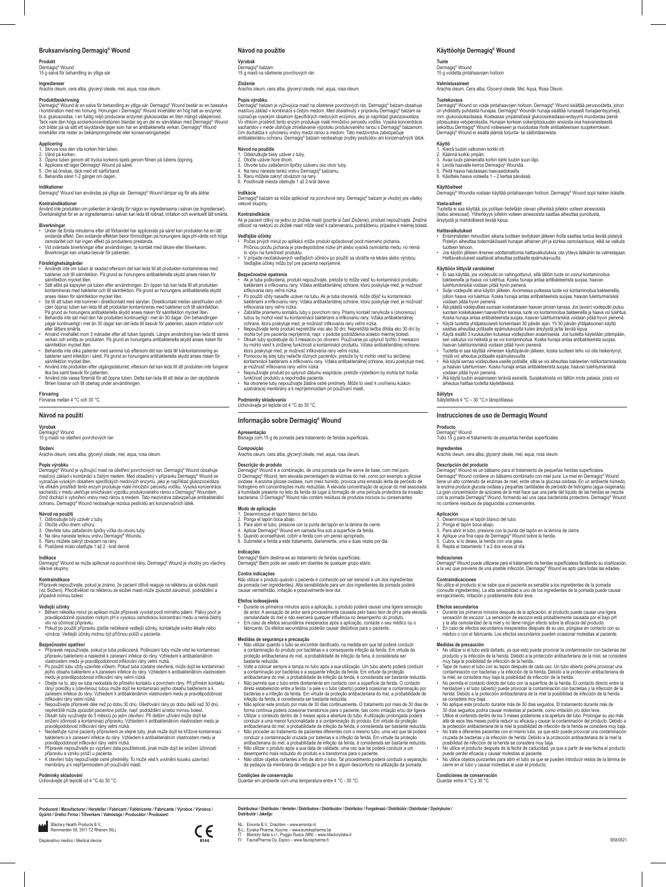# Bruksanvisning Dermagiq® Wound

**Produkt**
Dermagiq® Wound
15 g salva för behandling av ytliga sår

**Ingredienser**
Arachis oleum, cera alba, glyceryl oleate, mel, aqua, rosa oleum.

**Produktbeskrivning**
Dermagiq® Wound är en salva för behandling av ytliga sår. Dermagiq® Wound består av en bassalva i kombination med ren honung. Honungen i Dermagiq® Wound innehåller en hög halt av enzymer, bl.a. glukosoxidas. I en fuktig miljö producerar enzymet glukosoxidas en liten mängd väteperoxid. Tack vare den höga sockerkoncentrationen blandar sig en del av sårvätskan med Dermagiq® Wound och bildar på så sätt ett skyddande lager som har en antibakteriella verkan. Dermagiq® Wound innehåller inte rester av bekämpningsmedel eller konserveringsmedel.

**Applicering**
1. Skruva loss den vita korken från tuben.
2. Vänd på korken.
3. Öppna tuben genom att trycka korkens spets genom filmen på tubens öppning.
4. Applicera ett lager Dermagiq® Wound på såret.
5. Om så önskas, täck med ett sårförband.
6. Behandla såret 1-2 gånger om dagen.

**Indikationer**
Dermagiq® Wound kan användas på ytliga sår. Dermagiq® Wound lämpar sig för alla åldrar.

**Kontraindikationer**
Använd inte produkten om patienten är känslig för någon av ingredienserna i salvan (se Ingredienser). Överkänslighet för en av ingredienserna i salvan kan leda till rodnad, irritation och eventuellt lätt smärta.

**Biverkningar**
- Under de första minuterna efter att förbandet har applicerats på såret kan produkten ha en lätt svidande effekt. Den svidande effekten beror förmodligen på honungens låga pH-värde och höga osmolaritet och har ingen effekt på produktens prestanda.
- Vid oväntade biverkningar efter användningen, ta kontakt med läkare eller tillverkaren. Biverkningar kan orsaka besvär för patienten.

**Försiktighetsåtgärder**
- Används inte om tuben är skadad eftersom det kan leda till att produkten kontamineras med bakterier och till sårinfektion. På grund av honungens antibakteriella skydd anses risken för sårinfektion mycket liten.
- Sätt alltid på kapsylen på tuben efter användningen. En öppen tub kan leda till att produkten kontamineras med bakterier och till sårinfektion. På grund av honungens antibakteriella skydd anses risken för sårinfektion mycket liten.
- Se till att tuben inte kommer i direktkontakt med sårytan. Direktkontakt mellan såret/huden och (den öppna) tuben kan leda till att produkten kontamineras med bakterier och till sårinfektion. På grund av honungens antibakteriella skydd anses risken för sårinfektion mycket liten.
- Behandla inte sår med den här produkten kontinuerligt i mer än 30 dagar. Om behandlingen pågår kontinuerligt i mer än 30 dagar kan det leda till besvär för patienten, såsom irritation och/ eller lätt smärta.
- Använd innehållet inom 3 månader efter att tuben öppnats. Längre användning kan leda till sämre verkan och smitta av produkten. På grund av honungens antibakteriella skydd anses risken för sårinfektion mycket liten.
- Behandla inte olika patienter med samma tub eftersom det kan leda till korskontaminering av bakterier samt infektion i såret. På grund av honungens antibakteriella skydd anses risken för sårinfektion mycket liten.
- Använd inte produkten efter utgångsdatumet, eftersom det kan leda till att produkten inte fungerar lika bra samt besvär för patienten.
- Använd inte vassa föremål för att öppna tuben. Detta kan leda till att delar av den skyddande filmen lossnar och till obehag under användningen.

**Förvaring**
Förvaras mellan 4 °C och 30 °C.

# Návod na použití

**Výrobek**
Dermagiq® Wound
15 g masti na ošetření povrchových ran

**Složení**
Arachis oleum, cera alba, glyceryl oleat, mel, aqua, rosa oleum.

**Popis výrobku**
Dermagiq® Wound je vyživující mast na ošetření povrchových ran. Dermagiq® Wound obsahuje masťový základ v kombinaci s čistým medem. Med obsažený v přípravku Dermagiq® Wound se vyznačuje vysokým obsahem specifických medových enzymů, jako je například glukózooxidáza. Ve vlhkém prostředí tento enzym produkuje malé množství peroxidu vodíku. Vysoká koncentrace sacharidů v medu usnadňuje smíchávání výpotku produkovaného ránou s Dermagiq® Woundem, čímž dochází k vytvoření vrstvy mezi ránou a medem. Tato mezivrstva zabezpečuje antibakteriální ochranu. Dermagiq® Wound neobsahuje rezidua pesticidů ani konzervačních látek.

**Návod na použití**
1. Odšroubujte bílý uzávěr z tuby.
2. Otočte víčko dnem vzhůru.
3. Otevřete tubu zatlačením špičky víčka do otvoru tuby.
4. Na ránu naneste tenkou vrstvu Dermagiq® Woundu.
5. Ránu můžete zakrýt obvazem na rány.
6. Postižené místo ošetřujte 1 až 2 - krát denně.

**Indikace**
Dermagiq® Wound se může aplikovat na povrchové rány. Dermagiq® Wound je vhodný pro všechny věkové skupiny.

**Kontraindikace**
Přípravek nepoužívejte, pokud je známo, že pacient citlivě reaguje na některou ze složek masti (viz Složení). Přecitlivělost na některou ze složek masti může způsobit zarudnutí, podráždění a případně mírnou bolest.

**Vedlejší účinky**
- Během několika minut po aplikaci může přípravek vyvolat pocit mírného pálení. Pálivý pocit je pravděpodobně způsoben nízkým pH a vysokou osmotickou koncentrací medu a nemá žádný vliv na účinnost přípravku.
- Pokud po použití přípravku zjistíte nečekané vedlejší účinky, kontaktujte svého lékaře nebo výrobce. Vedlejší účinky mohou být příčinou potíží u pacienta.

**Bezpečnostní opatření**
- Přípravek nepoužívejte, pokud je tuba poškozená. Poškození tuby může vést ke kontaminaci přípravku bakteriemi a následně k zanesení infekce do rány. Vzhledem k antibakteriálním vlastnostem medu je pravděpodobnost infikování rány velmi nízká.
- Po použití tubu vždy uzavřete víčkem. Pokud tuba zůstane otevřená, může dojít ke kontaminaci jejího obsahu bakteriemi a k zanesení infekce do rány. Vzhledem k antibakteriálním vlastnostem medu je pravděpodobnost infikování rány velmi nízká.
- Dbejte na to, aby se tuba nedostala do přímého kontaktu s povrchem rány. Při přímém kontaktu rány/ pokožky s (otevřenou) tubou může dojít ke kontaminaci jejího obsahu bakteriemi a k zanesení infekce do rány. Vzhledem k antibakteriálním vlastnostem medu je pravděpodobnost infikování rány velmi nízká.
- Nepoužívejte přípravek déle než po dobu 30 dnů. Ošetřování rány po dobu delší než 30 dnů nepřetržitě může způsobit pacientovi potíže, např. podráždění a/nebo mírnou bolest.
- Obsah tuby využívejte do 3 měsíců po jejím otevření. Při delším užívání může dojít ke snížení účinnosti a kontaminaci přípravku. Vzhledem k antibakteriálním vlastnostem medu je pravděpodobnost infikování rány velmi nízká.
- Neošetřujte různé pacienty přípravkem ze stejné tuby, jinak může dojít ke křížové kontaminaci bakteriemi a k zanesení infekce do rány. Vzhledem k antibakteriálním vlastnostem medu je pravděpodobnost infikování rány velmi nízká.
- Přípravek nepoužívejte po vypršení data použitelnosti, jinak může dojít ke snížení účinnosti přípravku a vzniku potíží u pacienta.
- K otevření tuby nepoužívejte ostré předměty. To může vést k uvolnění kousků uzavírací membrány a k nepříjemnostem při používání masti.

**Podmínky skladování**
Uchovávejte při teplotě od 4 °C do 30 °C.

# Návod na použitie

**Výrobok**
Dermagiq® balzam
15 g masti na ošetrenie povrchových rán

**Zloženie**
Arachis oleum, cera alba, glyceryl oleate, mel, aqua, rosa oleum.

**Popis výrobku**
Dermagiq® balzam je vyživujúca masť na ošetrenie povrchových rán. Dermagiq® balzam obsahuje masťový základ v kombinácii s čistým medom. Med obsiahnutý v prípravku Dermagiq® balzam sa vyznačuje vysokým obsahom špecifických medových enzýmov, ako je napríklad glukózooxidáza. Vo vlhkom prostredí tento enzým produkuje malé množstvo peroxidu vodíka. Vysoká koncentrácia sacharidov v mede uľahčuje zmiešavanie výpotku produkovaného ranou s Dermagiq® balzamom, čím dochádza k vytvoreniu vrstvy medzi ranou a medom. Táto medzivrstva zabezpečuje antibakteriálnu ochranu. Dermagiq® balzam neobsahuje zvyšky pesticídov ani konzervačných látok.

**Návod na použitie**
1. Odskrutkujte biely uzáver z tuby.
2. Otočte uzáver hore dnom.
3. Otvorte tubu zatlačením špičky uzáveru cez otvor tuby.
4. Na ranu naneste tenkú vrstvu Dermagiq® balzamu.
5. Ranu môžete zakryť obväzom na rany.
6. Postihnuté miesta ošetrujte 1 až 2-krát denne.

**Indikácie**
Dermagiq® balzam sa môže aplikovať na povrchové rany. Dermagiq® balzam je vhodný pre všetky vekové skupiny.

**Kontraindikácie**
Ak je pacient citlivý na jednu zo zložiek masti (pozrite si časť Zloženie), produkt nepoužívajte. Značná citlivosť na niektorú zo zložiek masti môže viesť k začervenaniu, podráždeniu, prípadne k miernej bolesti.

**Vedľajšie účinky**
- Počas prvých minút po aplikácii môže produkt spôsobovať pocit mierneho pichania. Príčinou pocitu pichania je pravdepodobne nízke pH alebo vysoká osmolarita medu, no nemá to vplyv na funkčnosť produktu.
- V prípade neočakávaných vedľajších účinkov po použití sa obráťte na lekára alebo výrobcu. Vedľajšie účinky môžu byť pre pacienta nepríjemné.

**Bezpečnostné opatrenia**
- Ak je tuba poškodená, produkt nepoužívajte, pretože to môže viesť ku kontaminácii produktu baktériami a infikovaniu rany. Vďaka antibakteriálnej ochrane, ktorú poskytuje med, je možnosť infikovania rany veľmi nízka.
- Po použití vždy nasaďte uzáver na tubu. Ak je tuba otvorená, môže dôjsť ku kontaminácii baktériami a infikovaniu rany. Vďaka antibakteriálnej ochrane, ktorú poskytuje med, je možnosť infikovania rany veľmi nízka.
- Zabráňte priamemu kontaktu tuby s povrchom rany. Priamy kontakt rany/kože s (otvorenou) tubou by mohol viesť ku kontaminácii baktériami a infikovaniu rany. Vďaka antibakteriálnej ochrane, ktorú poskytuje med, je možnosť infikovania rany veľmi nízka.
- Nepoužívajte tento produkt nepretržite viac ako 30 dní. Nepretržitá liečba dlhšia ako 30 dní by mohla byť pre pacienta nepríjemná, napr. v podobe podráždenia a/alebo miernej bolesti.
- Obsah tuby spotrebujte do 3 mesiacov po otvorení. Používanie po uplynutí týchto 3 mesiacov by mohlo viesť k zníženej funkčnosti a kontaminácii produktu. Vďaka antibakteriálnej ochrane, ktorú poskytuje med, je možnosť infikovania rany veľmi nízka.
- Pomocou tej istej tuby neliečte rôznych pacientov, pretože by to mohlo viesť ku krížovej kontaminácii baktériami a infikovaniu rany. Vďaka antibakteriálnej ochrane, ktorú poskytuje med, je možnosť infikovania rany veľmi nízka.
- Nepoužívajte produkt po uplynutí dátumu expirácie, pretože výsledkom by mohla byť horšia funkčnosť produktu a nepohodlie pacienta.
- Na otvorenie tuby nepoužívajte žiadne ostré predmety. Môže to viesť k uvoľneniu kúskov uzatváracej membrány a k nepríjemnostiam pri používaní masti.

**Podmienky skladovania**
Uchovávajte pri teplote od 4 °C do 30 °C.

# Informação sobre Dermagiq® Wound

**Apresentação**
Bisnaga com 15 g de pomada para tratamento de feridas superficiais.

**Composição**
Arachis oleum, cera alba, glyceryl oleat, mel, aqua, rosa oleum.

**Descrição do produto**
Dermagiq® Wound é a combinação, de uma pomada que lhe serve de base, com mel puro. O Dermagiq® Wound, tem elevada percentagem de enzimas do mel, como por exemplo a glicose oxidase. A enzima glicose oxidase, num meio húmido, provoca uma emissão lenta de peróxido de hidrogénio em concentrações muito reduzidas. A elevada concentração de açúcar do mel associada à humidade presente no leito da ferida dá lugar à formação de uma película protectora da invasão bacteriana. O Dermagiq® Wound não contém resíduos de produtos nocivos ou conservantes.

**Modo de aplicação**
1. Desenrrosque el tapón blanco del tubo.
2. Ponga el tapón boca abajo.
3. Para abrir el tubo, presione con la punta del tapón en la lámina de cierre.
4. Aplicar Dermagiq® Wound em camada fina sob a superfície da ferida.
5. Quando aconselhável, cobrir a ferida com um penso apropriado.
6. Submeter a ferida a este tratamento, diariamente, uma a duas vezes por dia.

**Indicações**
Dermagiq® Balm destina-se ao tratamento de feridas superficiais;
Dermagiq® Balm pode ser usado em doentes de qualquer grupo etário.

**Contra indicações**
Não utilizar o produto quando o paciente é conhecido por ser sensível a um dos ingredientes da pomada (ver ingredientes). Alta sensibilidade para um dos ingredientes da pomada poderá causar vermelhidão, irritação e possivelmente leve dor.

**Efeitos indesejáveis**
- Durante os primeiros minutos após a aplicação, o produto poderá causar uma ligeira sensação de ardor. A sensação de ardor será provavelmente causada pelo baixo teor de pH e pela elevada osmolaridade do mel e não exercerá qualquer influência no desempenho do produto.
- Em caso de efeitos secundários inesperados após a aplicação, contacte o seu médico ou o fabricante. Os efeitos secundários poderão causar distúrbios para o paciente.

**Medidas de segurança e precaução**
- Não utilizar quando o tubo se encontrar danificado, na medida em que tal poderá conduzir a contaminação do produto por bactérias e a consequente infeção da ferida. Em virtude da proteção antibacteriana do mel, a probabilidade de infeção da ferida, é considerada ser bastante reduzida.
- Volte a colocar sempre a tampa no tubo após a sua utilização. Um tubo aberto poderá conduzir a contaminação por bactérias e a sequente infeção da ferida. Em virtude da proteção antibacteriana do mel, a probabilidade de infeção da ferida, é considerada ser bastante reduzida.
- Não permita que o tubo entre diretamente em contacto com a superfície da ferida. O contacto direto estabelecido entre a ferida / a pele e o tubo (aberto) poderá ocasionar a contaminação por bactérias e a infeção da ferida. Em virtude da proteção antibacteriana do mel, a probabilidade de infeção da ferida, é considerada ser bastante reduzida.
- Não aplicar este produto por mais de 30 dias continuamente. O tratamento por mais de 30 dias de forma contínua poderá ocasionar transtornos para o paciente, tais como irritação e/ou dor ligeira.
- Utilizar o conteúdo dentro de 3 meses após a abertura do tubo. A utilização prolongada poderá conduzir a uma menor funcionalidade e a contaminação do produto. Em virtude da proteção antibacteriana do mel, a probabilidade de infeção da ferida, é considerada ser bastante reduzida.
- Não proceder ao tratamento de pacientes diferentes com o mesmo tubo, uma vez que tal poderá conduzir a contaminação cruzada por bactérias e a infeção da ferida. Em virtude da proteção antibacteriana do mel, a probabilidade de infeção da ferida, é considerada ser bastante reduzida.
- Não utilizar o produto após a sua data de validade, uma vez que tal poderá conduzir a um desempenho mais reduzido do produto e a transtornos para o paciente.
- Não utilize objetos cortantes a fim de abrir o tubo. Tal procedimento poderá conduzir a separação de pedaços da membrana de vedação e por fim a algum desconforto na utilização da pomada.

**Condições de conservação**
Guardar em ambiente com uma temperatura entre 4 °C - 30 °C.

# Käyttöohje Dermagiq® Wound

**Tuote**
Dermagiq® Wound
15 g voidetta pintahaavojen hoitoon

**Valmistusaineet**
Arachis oleum, Cera alba, Glyceryl oleate, Mel, Aqua, Rosa Oleum.

**Tuotekuvaus**
Dermagiq® Wound on voide pintahaavojen hoitoon. Dermagiq® Wound sisältää perusvoidetta, johon on yhdistetty puhdasta hunajaa. Dermagiq® Woundin hunaja sisältää runsaasti hunajaentsyymejä, mm. glukoosioksidaasia. Kosteassa ympäristössä glukoosioksidaasi-entsyymi muodostaa pieniä pitoisuuksia vetyperoksidia. Hunajan korkean sokeripitoisuuden ansiosta osa haavanesteestä sekoittuu Dermagiq® Wound voiteeseen ja muodostaa iholle antibakteerisen suojakerroksen. Dermagiq® Wound ei sisällä jäämiä torjunta- tai säilöntäaineista.

**Käyttö**
1. Kierrä tuubin valkoinen korkki irti.
2. Käännä korkki ympäri.
3. Avaa tuubi painamalla korkin kärki tuubin suun läpi.
4. Levitä haavalle kerros Dermagiq® Woundia.
5. Peitä haava halutessasi haavasidoksella.
6. Käsittele haava voiteella 1 – 2 kertaa päivässä.

**Käyttöaiheet**
Dermagiq® Woundia voidaan käyttää pintahaavojen hoitoon. Dermagiq® Wound sopii kaiken ikäisille.

**Vasta-aiheet**
Tuotetta ei saa käyttää, jos potilaan tiedetään olevan yliherkkä jollekin voiteen ainesosista (katso ainesosat). Yliherkkyys jollekin voiteen ainesosista saattaa aiheuttaa punoitusta, ärsytystä ja mahdollisesti lievää kipua.

**Haittavaikutukset**
- Ensimmäisten minuuttien aikana tuotteen levityksen jälkeen iholla saattaa tuntua lievää pistelyä. Pistelyn aiheuttaa todennäköisesti hunajan alhainen pH ja korkea osmolaarisuus, eikä se vaikuta tuotteen tehoon.
- Jos käytön jälkeen ilmenee odottamattomia haittavaikutuksia, ota yhteys lääkäriin tai valmistajaan. Haittavaikutukset saattavat aiheuttaa potilaalle epämukavuutta.

**Käyttöön liittyvät varotoimet**
- Ei saa käyttää, jos voideputki on vahingoittunut, sillä tällöin tuote on voinut kontaminoitua bakteereilla ja haava voi tulehtua. Koska hunajalla antaa antibakteerista suojaa, haavan tulehtumisriskiä voidaan pitää hyvin pienenä.
- Sulje voideputki aina käytön jälkeen. Avoimessa putkessa tuote voi kontaminoitua bakteereilla, jolloin haava voi tulehtua. Koska hunaja antaa antibakteerista suojaa, haavan tulehtumisriskiä voidaan pitää hyvin pienenä.
- Älä päästä voideputkea suoraan kosketukseen haavan pinnan kanssa. Jos (avoin) voideputki joutuu suoraan kosketukseen haavan/ihon kanssa, tuote voi kontaminoitua bakteereilla ja haava voi tulehtua. Koska hunaja antaa antibakteerista suojaa, haavan tulehtumisriskiä voidaan pitää hyvin pienenä.
- Käytä tuotetta yhtäjaksoisesti korkeintaan 30 päivän ajan. Yli 30 päivän yhtäjaksoinen käyttö saattaa aiheuttaa potilaalle epämukavuutta kuten ärsytystä ja/tai lievää kipua.
- Käytä sisältö 3 kuukauden kuluessa voideputken avaamisesta. Jos tuotetta käytetään pitempään, sen vaikutus voi heiketä ja se voi kontaminoitua. Koska hunaja antaa antibakteerista suojaa, haavan tulehtumisriskiä voidaan pitää hyvin pienenä.
- Tuotetta ei saa käyttää viimeisen käyttöpäivän jälkeen, koska tuotteen teho voi olla heikentynyt, mistä voi aiheutua potilaalle epämukavuutta.
- Älä käytä samaa voideputkea useille potilaille, sillä se voi aiheuttaa bakteerien ristikontaminaatiota ja haavan tulehtumisen. Koska hunaja antaa antibakteerista suojaa, haavan tulehtumisriskiä voidaan pitää hyvin pienenä.
- Älä käytä tuubin avaamiseen teräviä esineitä. Suojakalvosta voi tällöin irrota paloja, joista voi aiheutua haittaa tuotetta käytettäessä.

**Säilytys**
Säilytettävä 4 °C – 30 °C:n lämpötilassa.

# Instrucciones de uso de Dermagiq Wound

**Producto**
Dermagiq® Wound
Tubo 15 g para el tratamiento de pequeñas heridas superficiales

**Ingredientes**
Arachis oleum, cera alba, glyceryl oleate, mel, aqua, rosa oleum.

**Descripción del producto**
Dermagiq® Wound es un bálsamo para el tratamiento de pequeñas heridas superficiales. Dermagiq® Wound contiene un bálsamo combinado con miel pura. La miel en Dermagiq® Wound tiene un alto contenido de enzimas de miel, entre otras la glucosa oxidasa. En un ambiente húmedo, la enzima produce glucosa oxidasa y pequeñas cantidades de peróxido de hidrógeno (agua oxigenada). La gran concentración de azúcares de la miel hace que una parte del líquido de las heridas se mezcle con la pomada Dermagiq® Wound, formando así una capa bactericida protectora. Dermagiq® Wound no contiene residuos de plaguicidas u conservantes.

**Aplicación**
1. Desenrrosque el tapón blanco del tubo.
2. Ponga el tapón boca abajo.
3. Para abrir el tubo, presione con la punta del tapón en la lámina de cierre.
4. Aplique una fina capa de Dermagiq® Wound sobre la herida.
5. Cubra, si lo desea, la herida con una gasa.
6. Repita el tratamiento 1 a 2 dos veces al día.

**Indicaciones**
Dermagiq® Wound puede utilizarse para el tratamiento de heridas superficiales facilitando su cicatrización, a la vez que previene de una posible infección. Dermagiq® Wound es apto para todas las edades.

**Contraindicaciones**
No utilice el producto si se sabe que el paciente es sensible a los ingredientes de la pomada (consulte ingredientes). La alta sensibilidad a uno de los ingredientes de la pomada puede causar enrojecimiento, irritación y posiblemente dolor leve.

**Efectos secundarios**
- Durante los primeros minutos después de la aplicación, el producto puede causar una ligera sensación de escozor. La sensación de escozor está probablemente causada por el bajo pH y la alta osmolaridad de la miel y no tiene ningún efecto sobre la eficacia del producto.
- En caso de efectos secundarios inesperados después de su uso, póngase en contacto con su médico o con el fabricante. Los efectos secundarios pueden ocasionar molestias al paciente.

**Medidas de precaución**
- No utilizar si el tubo está dañado, ya que esto puede provocar la contaminación con bacterias del producto y la infección de la herida. Debido a la protección antibacteriana de la miel, se considera muy baja la posibilidad de infección de la herida.
- Tape de nuevo el tubo con su tapón después de cada uso. Un tubo abierto podría provocar una contaminación con bacterias y la infección de la herida. Debido a la protección antibacteriana de la miel, se considera muy baja la posibilidad de infección de la herida.
- No permita el contacto directo del tubo con la superficie de la herida. El contacto directo entre la herida/piel y el tubo (abierto) puede provocar la contaminación con bacterias y la infección de la herida. Debido a la protección antibacteriana de la miel la posibilidad de infección de la herida se considera muy baja.
- No aplique este producto durante más de 30 días seguidos. El tratamiento durante más de 30 días seguidos podría causar molestias al paciente, como irritación y/o dolor leve.
- Utilice el contenido dentro de los 3 meses posteriores a la apertura del tubo. Prolongar su uso más allá de esos tres meses podría reducir su eficacia y causar la contaminación del producto. Debido a la protección antibacteriana de la miel la posibilidad de infección de la herida se considera muy baja.
- No trate a diferentes pacientes con el mismo tubo, ya que esto puede provocar una contaminación cruzada de bacterias y la infección de la herida. Debido a la protección antibacteriana de la miel la posibilidad de infección de la herida se considera muy baja.
- No utilice el producto después de la fecha de caducidad, ya que a partir de esa fecha el producto puede perder eficacia y causar molestias al paciente.
- No utilice objetos punzantes para abrir el tubo ya que se pueden introducir restos de la lámina de cierre en el tubo y causar molestias al usar el producto.

**Condiciones de conservación**
Guardar entre 4 °C y 30 °C.

---

**Producent / Manufacturer / Hersteller / Fabricant / Fabbricante / Fabricante / Výrobce / Výrobca / Gyártó / Üretici Firma / Tillverkare / Valmistaja / Producător / Produsent:**

Bfactory Health Products B.V.,
Remmerden 58, 3911 TZ Rhenen (NL)

CE 0344

Dispositivo medico / Medical device

**Distributeur / Distributor / Verteiler / Distributore / Distribuidor / Distributör / Forgalmazó / Distribütör / Distributør / Dystrybutor / Distributør / Jakelija:**

NL: Emonta B.V., Drachten – www.emonta.nl
B-L: Eurekapharma, Kuurne – www.eurekapharma.be
IT: Bfactory Italia s.r.l., Poggio Rusco (MN) – www.bfactoryitalia.it
FI: FaunaPharma Oy, Espoo – www.faunapharma.fi

B58/0621